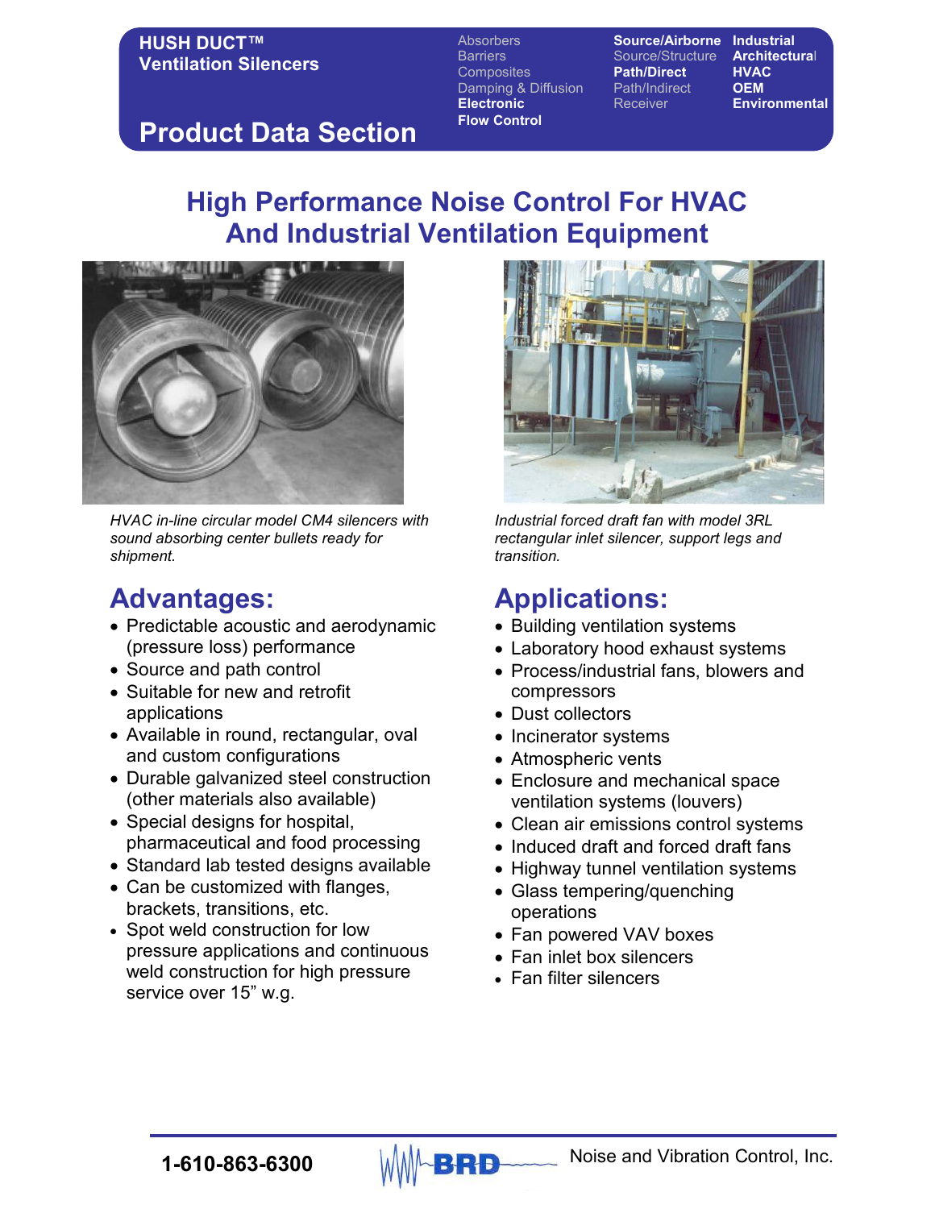**HUSH DUCT™ Ventilation Silencers**

## Product Data Section

Absorbers
Barriers
Composites
Damping & Diffusion
**Electronic**
**Flow Control**

**Source/Airborne**
Source/Structure
**Path/Direct**
Path/Indirect
Receiver

**Industrial**
**Architectural**
**HVAC**
**OEM**
**Environmental**

# High Performance Noise Control For HVAC And Industrial Ventilation Equipment

*HVAC in-line circular model CM4 silencers with sound absorbing center bullets ready for shipment.*

*Industrial forced draft fan with model 3RL rectangular inlet silencer, support legs and transition.*

## Advantages:

- Predictable acoustic and aerodynamic (pressure loss) performance
- Source and path control
- Suitable for new and retrofit applications
- Available in round, rectangular, oval and custom configurations
- Durable galvanized steel construction (other materials also available)
- Special designs for hospital, pharmaceutical and food processing
- Standard lab tested designs available
- Can be customized with flanges, brackets, transitions, etc.
- Spot weld construction for low pressure applications and continuous weld construction for high pressure service over 15" w.g.

## Applications:

- Building ventilation systems
- Laboratory hood exhaust systems
- Process/industrial fans, blowers and compressors
- Dust collectors
- Incinerator systems
- Atmospheric vents
- Enclosure and mechanical space ventilation systems (louvers)
- Clean air emissions control systems
- Induced draft and forced draft fans
- Highway tunnel ventilation systems
- Glass tempering/quenching operations
- Fan powered VAV boxes
- Fan inlet box silencers
- Fan filter silencers

**1-610-863-6300** BRD Noise and Vibration Control, Inc.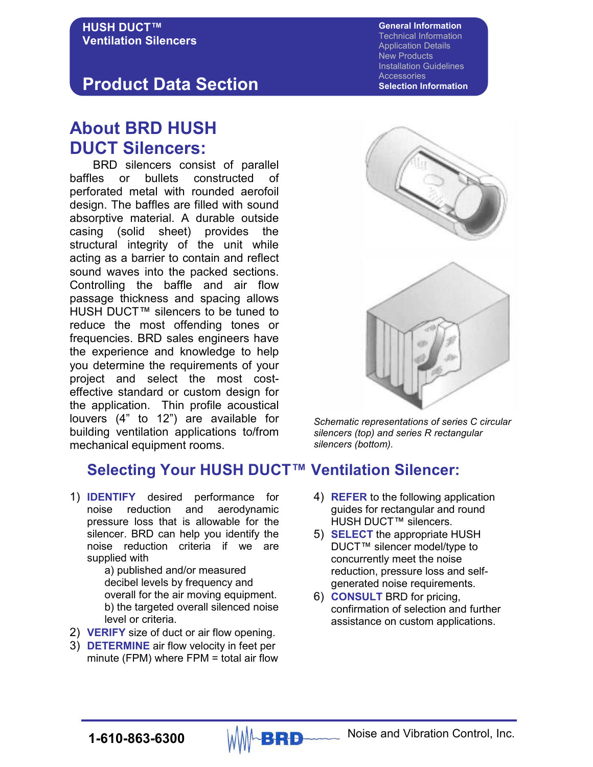# About BRD HUSH DUCT Silencers:

BRD silencers consist of parallel baffles or bullets constructed of perforated metal with rounded aerofoil design. The baffles are filled with sound absorptive material. A durable outside casing (solid sheet) provides the structural integrity of the unit while acting as a barrier to contain and reflect sound waves into the packed sections. Controlling the baffle and air flow passage thickness and spacing allows HUSH DUCT™ silencers to be tuned to reduce the most offending tones or frequencies. BRD sales engineers have the experience and knowledge to help you determine the requirements of your project and select the most cost-effective standard or custom design for the application. Thin profile acoustical louvers (4” to 12”) are available for building ventilation applications to/from mechanical equipment rooms.

*Schematic representations of series C circular silencers (top) and series R rectangular silencers (bottom).*

## Selecting Your HUSH DUCT™ Ventilation Silencer:

1) **IDENTIFY** desired performance for noise reduction and aerodynamic pressure loss that is allowable for the silencer. BRD can help you identify the noise reduction criteria if we are supplied with
   a) published and/or measured decibel levels by frequency and overall for the air moving equipment.
   b) the targeted overall silenced noise level or criteria.
2) **VERIFY** size of duct or air flow opening.
3) **DETERMINE** air flow velocity in feet per minute (FPM) where FPM = total air flow
4) **REFER** to the following application guides for rectangular and round HUSH DUCT™ silencers.
5) **SELECT** the appropriate HUSH DUCT™ silencer model/type to concurrently meet the noise reduction, pressure loss and self-generated noise requirements.
6) **CONSULT** BRD for pricing, confirmation of selection and further assistance on custom applications.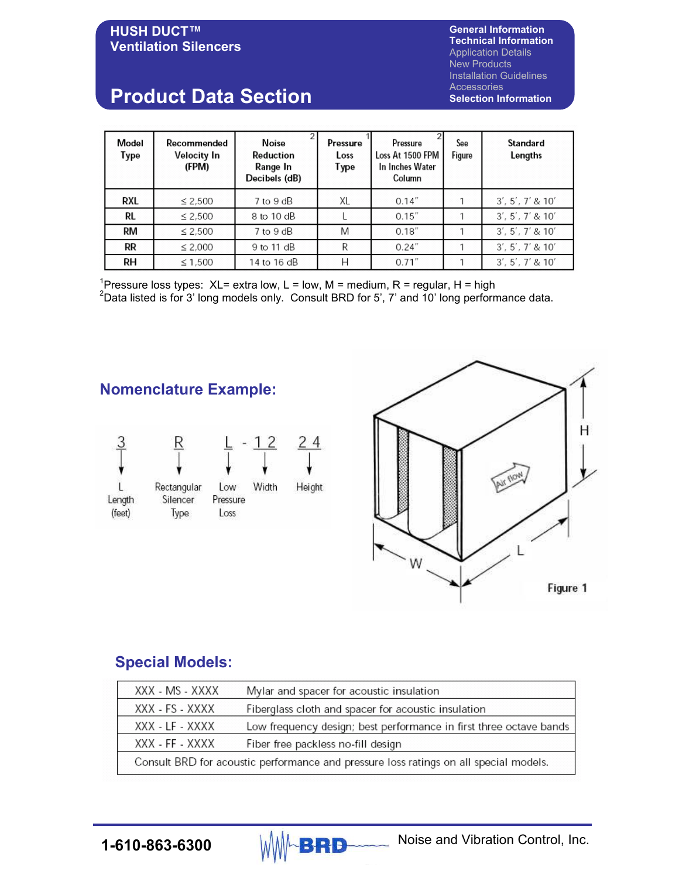## Product Data Section

| Model Type | Recommended Velocity In (FPM) | Noise Reduction Range In Decibels (dB) [2] | Pressure Loss Type [1] | Pressure Loss At 1500 FPM In Inches Water Column [2] | See Figure | Standard Lengths |
|---|---|---|---|---|---|---|
| RXL | ≤ 2,500 | 7 to 9 dB | XL | 0.14″ | 1 | 3′, 5′, 7′ & 10′ |
| RL | ≤ 2,500 | 8 to 10 dB | L | 0.15″ | 1 | 3′, 5′, 7′ & 10′ |
| RM | ≤ 2,500 | 7 to 9 dB | M | 0.18″ | 1 | 3′, 5′, 7′ & 10′ |
| RR | ≤ 2,000 | 9 to 11 dB | R | 0.24″ | 1 | 3′, 5′, 7′ & 10′ |
| RH | ≤ 1,500 | 14 to 16 dB | H | 0.71″ | 1 | 3′, 5′, 7′ & 10′ |

[1]Pressure loss types: XL= extra low, L = low, M = medium, R = regular, H = high
[2]Data listed is for 3' long models only. Consult BRD for 5', 7' and 10' long performance data.

## Nomenclature Example:

3 R L - 12 24

- 3 → L Length (feet)
- R → Rectangular Silencer Type
- L → Low Pressure Loss
- 12 → Width
- 24 → Height

Figure 1

## Special Models:

| | |
|---|---|
| XXX - MS - XXXX | Mylar and spacer for acoustic insulation |
| XXX - FS - XXXX | Fiberglass cloth and spacer for acoustic insulation |
| XXX - LF - XXXX | Low frequency design; best performance in first three octave bands |
| XXX - FF - XXXX | Fiber free packless no-fill design |
| Consult BRD for acoustic performance and pressure loss ratings on all special models. | |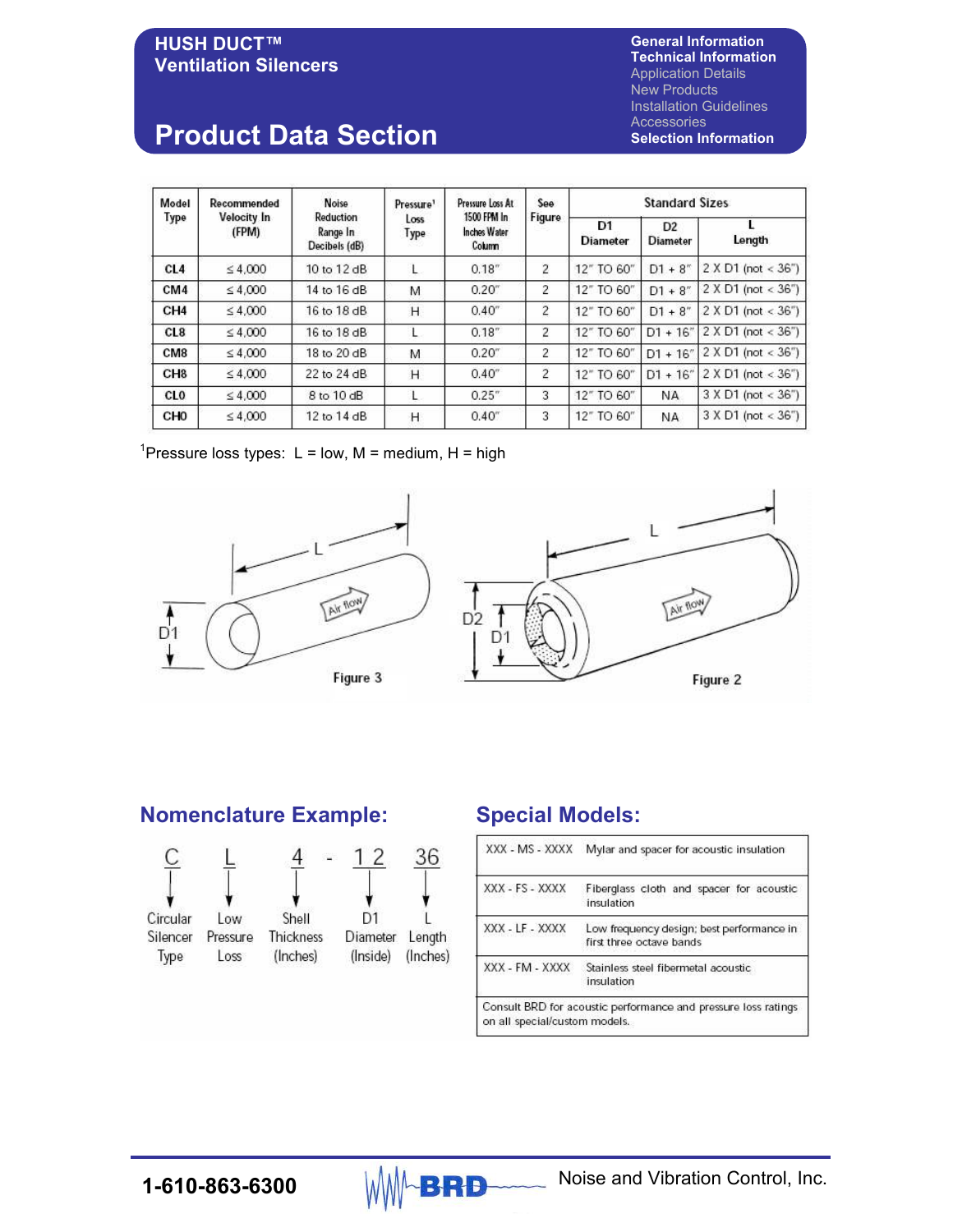# HUSH DUCT™ Ventilation Silencers

## Product Data Section

| Model Type | Recommended Velocity In (FPM) | Noise Reduction Range In Decibels (dB) | Pressure[1] Loss Type | Pressure Loss At 1500 FPM In Inches Water Column | See Figure | Standard Sizes | | |
|---|---|---|---|---|---|---|---|---|
| | | | | | | D1 Diameter | D2 Diameter | L Length |
| CL4 | ≤ 4,000 | 10 to 12 dB | L | 0.18" | 2 | 12" TO 60" | D1 + 8" | 2 X D1 (not < 36") |
| CM4 | ≤ 4,000 | 14 to 16 dB | M | 0.20" | 2 | 12" TO 60" | D1 + 8" | 2 X D1 (not < 36") |
| CH4 | ≤ 4,000 | 16 to 18 dB | H | 0.40" | 2 | 12" TO 60" | D1 + 8" | 2 X D1 (not < 36") |
| CL8 | ≤ 4,000 | 16 to 18 dB | L | 0.18" | 2 | 12" TO 60" | D1 + 16" | 2 X D1 (not < 36") |
| CM8 | ≤ 4,000 | 18 to 20 dB | M | 0.20" | 2 | 12" TO 60" | D1 + 16" | 2 X D1 (not < 36") |
| CH8 | ≤ 4,000 | 22 to 24 dB | H | 0.40" | 2 | 12" TO 60" | D1 + 16" | 2 X D1 (not < 36") |
| CL0 | ≤ 4,000 | 8 to 10 dB | L | 0.25" | 3 | 12" TO 60" | NA | 3 X D1 (not < 36") |
| CH0 | ≤ 4,000 | 12 to 14 dB | H | 0.40" | 3 | 12" TO 60" | NA | 3 X D1 (not < 36") |

[1]Pressure loss types: L = low, M = medium, H = high

Figure 3

Figure 2

## Nomenclature Example:

C L 4 - 12 36

- C — Circular Silencer Type
- L — Low Pressure Loss
- 4 — Shell Thickness (Inches)
- 12 — D1 Diameter (Inside)
- 36 — L Length (Inches)

## Special Models:

| | |
|---|---|
| XXX - MS - XXXX | Mylar and spacer for acoustic insulation |
| XXX - FS - XXXX | Fiberglass cloth and spacer for acoustic insulation |
| XXX - LF - XXXX | Low frequency design; best performance in first three octave bands |
| XXX - FM - XXXX | Stainless steel fibermetal acoustic insulation |

Consult BRD for acoustic performance and pressure loss ratings on all special/custom models.

1-610-863-6300 — BRD Noise and Vibration Control, Inc.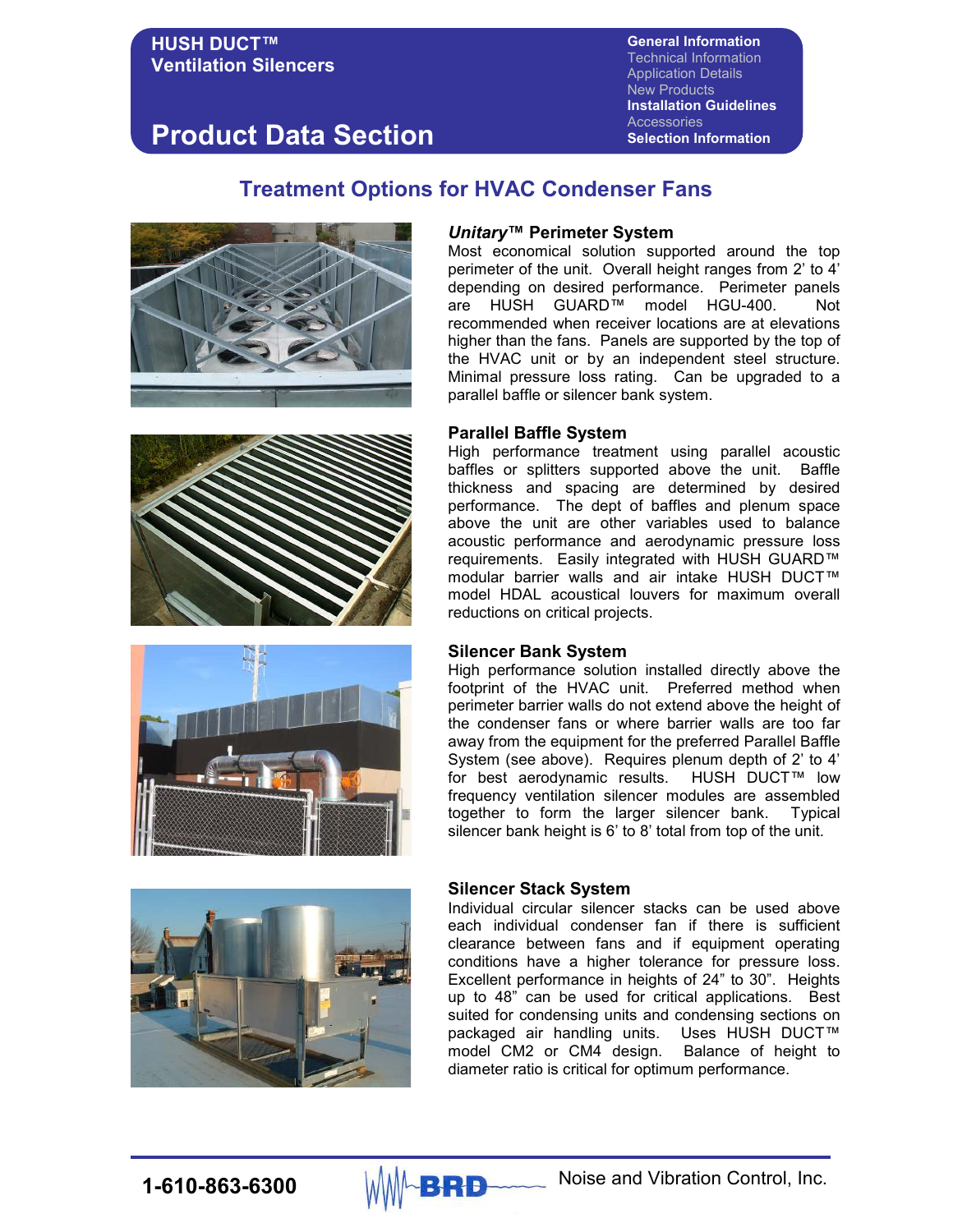# HUSH DUCT™ Ventilation Silencers

## Product Data Section

General Information
Technical Information
Application Details
New Products
Installation Guidelines
Accessories
Selection Information

## Treatment Options for HVAC Condenser Fans

### *Unitary*™ Perimeter System

Most economical solution supported around the top perimeter of the unit. Overall height ranges from 2' to 4' depending on desired performance. Perimeter panels are HUSH GUARD™ model HGU-400. Not recommended when receiver locations are at elevations higher than the fans. Panels are supported by the top of the HVAC unit or by an independent steel structure. Minimal pressure loss rating. Can be upgraded to a parallel baffle or silencer bank system.

### Parallel Baffle System

High performance treatment using parallel acoustic baffles or splitters supported above the unit. Baffle thickness and spacing are determined by desired performance. The dept of baffles and plenum space above the unit are other variables used to balance acoustic performance and aerodynamic pressure loss requirements. Easily integrated with HUSH GUARD™ modular barrier walls and air intake HUSH DUCT™ model HDAL acoustical louvers for maximum overall reductions on critical projects.

### Silencer Bank System

High performance solution installed directly above the footprint of the HVAC unit. Preferred method when perimeter barrier walls do not extend above the height of the condenser fans or where barrier walls are too far away from the equipment for the preferred Parallel Baffle System (see above). Requires plenum depth of 2' to 4' for best aerodynamic results. HUSH DUCT™ low frequency ventilation silencer modules are assembled together to form the larger silencer bank. Typical silencer bank height is 6' to 8' total from top of the unit.

### Silencer Stack System

Individual circular silencer stacks can be used above each individual condenser fan if there is sufficient clearance between fans and if equipment operating conditions have a higher tolerance for pressure loss. Excellent performance in heights of 24" to 30". Heights up to 48" can be used for critical applications. Best suited for condensing units and condensing sections on packaged air handling units. Uses HUSH DUCT™ model CM2 or CM4 design. Balance of height to diameter ratio is critical for optimum performance.

1-610-863-6300 BRD Noise and Vibration Control, Inc.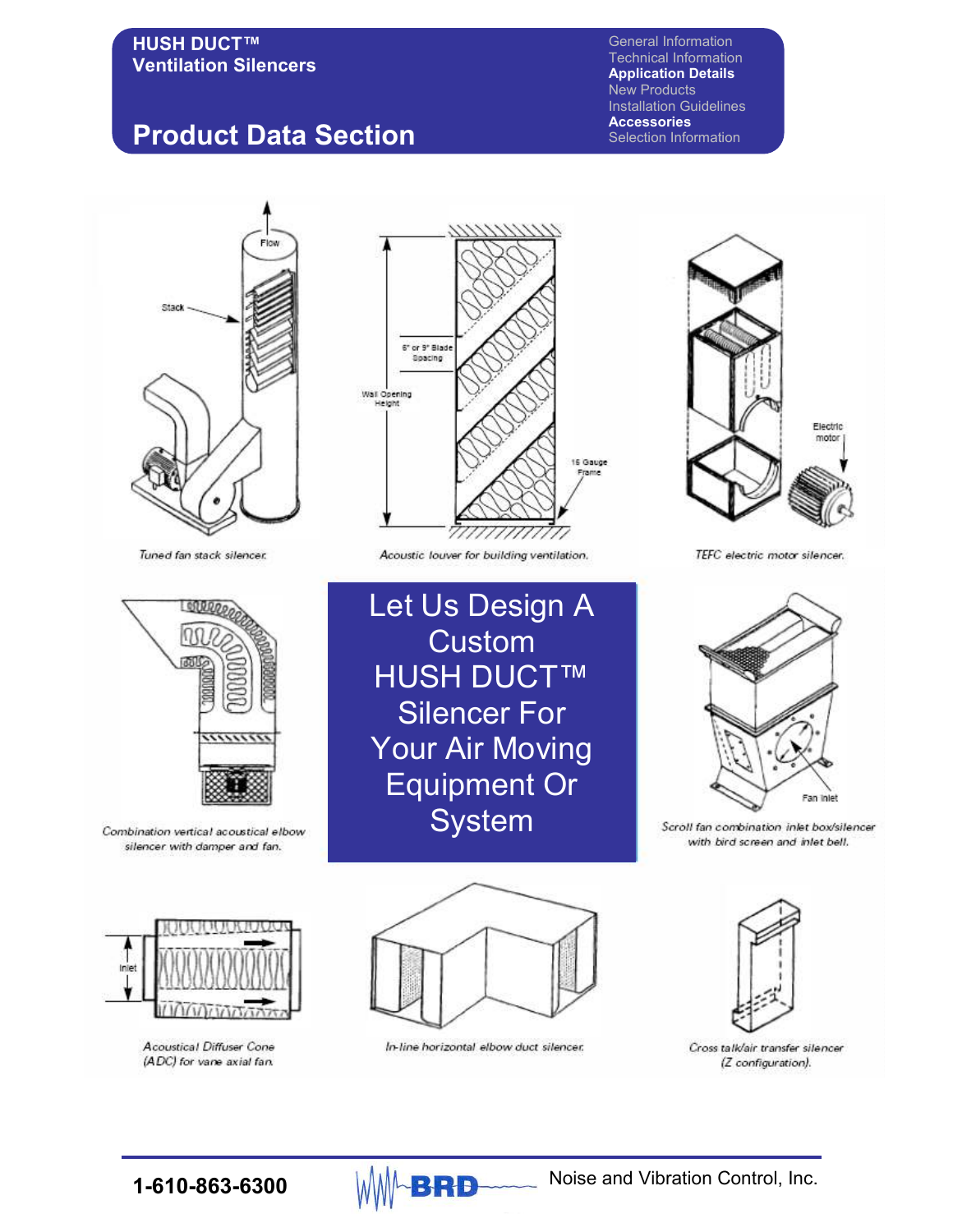**HUSH DUCT™**
**Ventilation Silencers**

# Product Data Section

General Information
Technical Information
**Application Details**
New Products
Installation Guidelines
**Accessories**
Selection Information

Flow

Stack

*Tuned fan stack silencer.*

6" or 9" Blade Spacing

Wall Opening Height

16 Gauge Frame

*Acoustic louver for building ventilation.*

Electric motor

*TEFC electric motor silencer.*

*Combination vertical acoustical elbow silencer with damper and fan.*

## Let Us Design A Custom HUSH DUCT™ Silencer For Your Air Moving Equipment Or System

Fan Inlet

*Scroll fan combination inlet box/silencer with bird screen and inlet bell.*

Inlet

*Acoustical Diffuser Cone (ADC) for vane axial fan.*

*In-line horizontal elbow duct silencer.*

*Cross talk/air transfer silencer (Z configuration).*

**1-610-863-6300** BRD Noise and Vibration Control, Inc.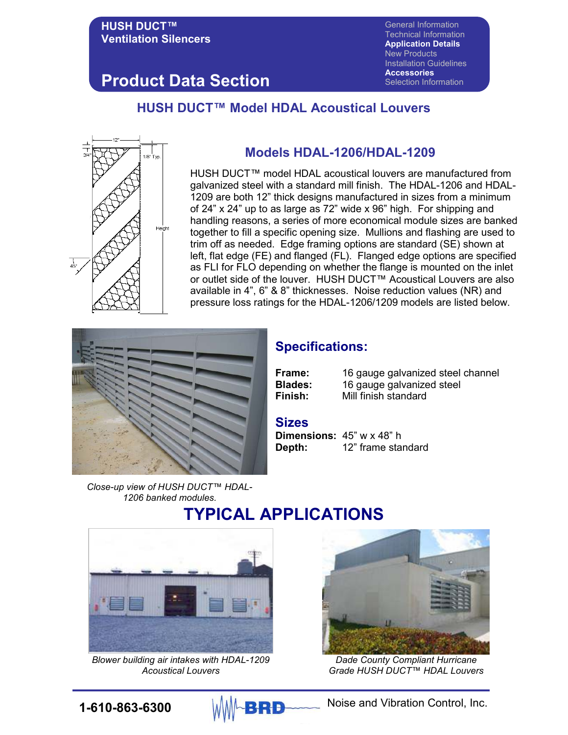# HUSH DUCT™ Ventilation Silencers

## Product Data Section

General Information
Technical Information
**Application Details**
New Products
Installation Guidelines
**Accessories**
Selection Information

## HUSH DUCT™ Model HDAL Acoustical Louvers

12"
3/4"
1/8" Typ.
Height
45°

### Models HDAL-1206/HDAL-1209

HUSH DUCT™ model HDAL acoustical louvers are manufactured from galvanized steel with a standard mill finish. The HDAL-1206 and HDAL-1209 are both 12" thick designs manufactured in sizes from a minimum of 24" x 24" up to as large as 72" wide x 96" high. For shipping and handling reasons, a series of more economical module sizes are banked together to fill a specific opening size. Mullions and flashing are used to trim off as needed. Edge framing options are standard (SE) shown at left, flat edge (FE) and flanged (FL). Flanged edge options are specified as FLI for FLO depending on whether the flange is mounted on the inlet or outlet side of the louver. HUSH DUCT™ Acoustical Louvers are also available in 4", 6" & 8" thicknesses. Noise reduction values (NR) and pressure loss ratings for the HDAL-1206/1209 models are listed below.

*Close-up view of HUSH DUCT™ HDAL-1206 banked modules.*

### Specifications:

**Frame:** 16 gauge galvanized steel channel
**Blades:** 16 gauge galvanized steel
**Finish:** Mill finish standard

### Sizes

**Dimensions:** 45" w x 48" h
**Depth:** 12" frame standard

## TYPICAL APPLICATIONS

*Blower building air intakes with HDAL-1209 Acoustical Louvers*

*Dade County Compliant Hurricane Grade HUSH DUCT™ HDAL Louvers*

**1-610-863-6300** BRD Noise and Vibration Control, Inc.